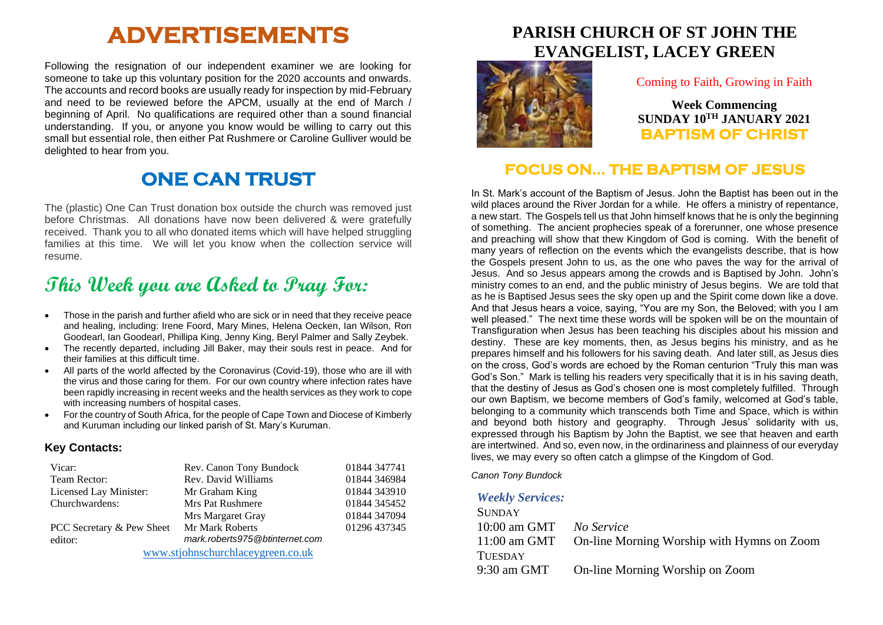# ADVERTISEMENTS

Following the resignation of our independent examiner we are looking for someone to take up this voluntary position for the 2020 accounts and onwards. The accounts and record books are usually ready for inspection by mid-February and need to be reviewed before the APCM, usually at the end of March / beginning of April. No qualifications are required other than a sound financial understanding. If you, or anyone you know would be willing to carry out this small but essential role, then either Pat Rushmere or Caroline Gulliver would be delighted to hear from you.

## ONE CAN TRUST

The (plastic) One Can Trust donation box outside the church was removed just before Christmas. All donations have now been delivered & were gratefully received. Thank you to all who donated items which will have helped struggling families at this time. We will let you know when the collection service will resume.

## This Week you are Asked to Pray For:

- Those in the parish and further afield who are sick or in need that they receive peace and healing, including: Irene Foord, Mary Mines, Helena Oecken, Ian Wilson, Ron Goodearl, Ian Goodearl, Phillipa King, Jenny King, Beryl Palmer and Sally Zeybek.
- The recently departed, including Jill Baker, may their souls rest in peace. And for their families at this difficult time.
- All parts of the world affected by the Coronavirus (Covid-19), those who are ill with the virus and those caring for them. For our own country where infection rates have been rapidly increasing in recent weeks and the health services as they work to cope with increasing numbers of hospital cases.
- For the country of South Africa, for the people of Cape Town and Diocese of Kimberly and Kuruman including our linked parish of St. Mary's Kuruman.

### Key Contacts:

| | | |
|---|---|---|
| Vicar: | Rev. Canon Tony Bundock | 01844 347741 |
| Team Rector: | Rev. David Williams | 01844 346984 |
| Licensed Lay Minister: | Mr Graham King | 01844 343910 |
| Churchwardens: | Mrs Pat Rushmere | 01844 345452 |
| | Mrs Margaret Gray | 01844 347094 |
| PCC Secretary & Pew Sheet editor: | Mr Mark Roberts *mark.roberts975@btinternet.com* | 01296 437345 |

www.stjohnschurchlaceygreen.co.uk

# PARISH CHURCH OF ST JOHN THE EVANGELIST, LACEY GREEN

Coming to Faith, Growing in Faith

**Week Commencing SUNDAY 10TH JANUARY 2021**

**BAPTISM OF CHRIST**

## FOCUS ON… THE BAPTISM OF JESUS

In St. Mark's account of the Baptism of Jesus. John the Baptist has been out in the wild places around the River Jordan for a while. He offers a ministry of repentance, a new start. The Gospels tell us that John himself knows that he is only the beginning of something. The ancient prophecies speak of a forerunner, one whose presence and preaching will show that thew Kingdom of God is coming. With the benefit of many years of reflection on the events which the evangelists describe, that is how the Gospels present John to us, as the one who paves the way for the arrival of Jesus. And so Jesus appears among the crowds and is Baptised by John. John's ministry comes to an end, and the public ministry of Jesus begins. We are told that as he is Baptised Jesus sees the sky open up and the Spirit come down like a dove. And that Jesus hears a voice, saying, "You are my Son, the Beloved; with you I am well pleased." The next time these words will be spoken will be on the mountain of Transfiguration when Jesus has been teaching his disciples about his mission and destiny. These are key moments, then, as Jesus begins his ministry, and as he prepares himself and his followers for his saving death. And later still, as Jesus dies on the cross, God's words are echoed by the Roman centurion "Truly this man was God's Son." Mark is telling his readers very specifically that it is in his saving death, that the destiny of Jesus as God's chosen one is most completely fulfilled. Through our own Baptism, we become members of God's family, welcomed at God's table, belonging to a community which transcends both Time and Space, which is within and beyond both history and geography. Through Jesus' solidarity with us, expressed through his Baptism by John the Baptist, we see that heaven and earth are intertwined. And so, even now, in the ordinariness and plainness of our everyday lives, we may every so often catch a glimpse of the Kingdom of God.

*Canon Tony Bundock*

### *Weekly Services:*

SUNDAY

| | |
|---|---|
| 10:00 am GMT | *No Service* |
| 11:00 am GMT | On-line Morning Worship with Hymns on Zoom |

TUESDAY

| | |
|---|---|
| 9:30 am GMT | On-line Morning Worship on Zoom |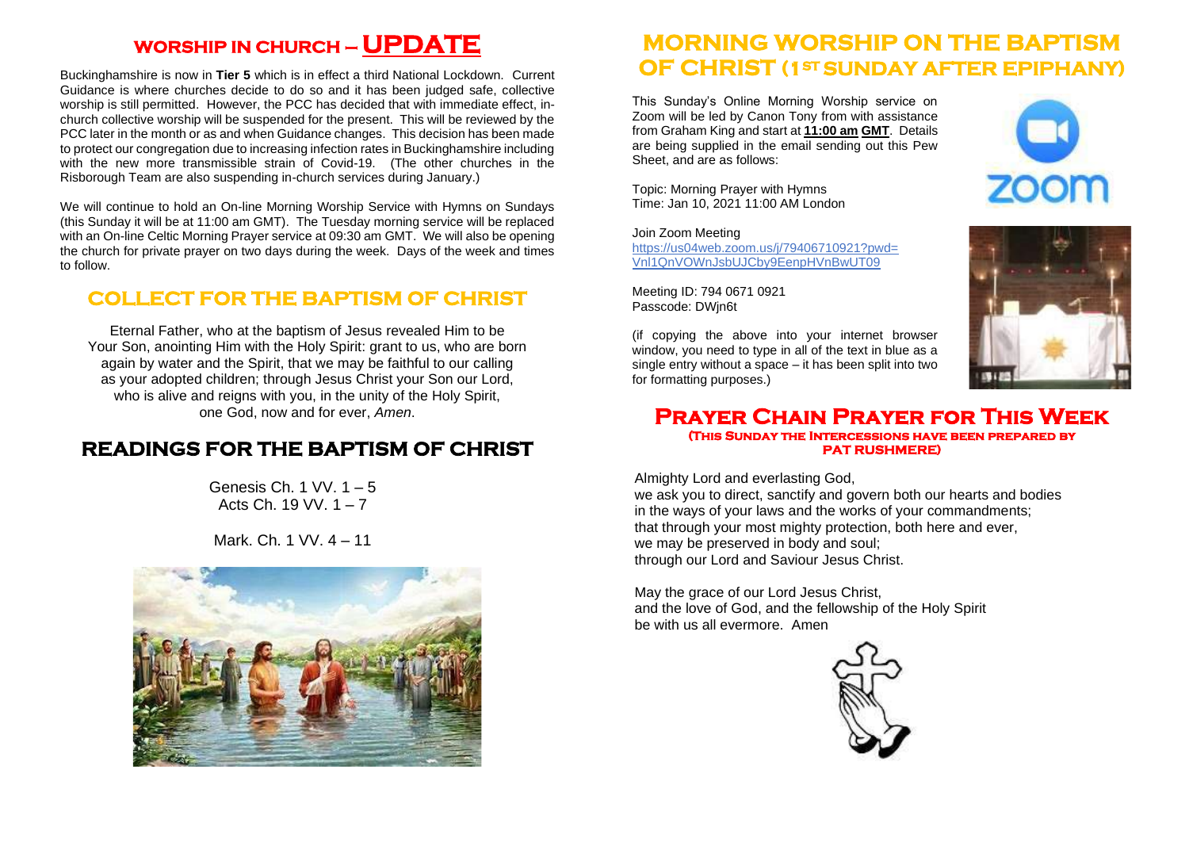# WORSHIP IN CHURCH – UPDATE

Buckinghamshire is now in **Tier 5** which is in effect a third National Lockdown. Current Guidance is where churches decide to do so and it has been judged safe, collective worship is still permitted. However, the PCC has decided that with immediate effect, in-church collective worship will be suspended for the present. This will be reviewed by the PCC later in the month or as and when Guidance changes. This decision has been made to protect our congregation due to increasing infection rates in Buckinghamshire including with the new more transmissible strain of Covid-19. (The other churches in the Risborough Team are also suspending in-church services during January.)

We will continue to hold an On-line Morning Worship Service with Hymns on Sundays (this Sunday it will be at 11:00 am GMT). The Tuesday morning service will be replaced with an On-line Celtic Morning Prayer service at 09:30 am GMT. We will also be opening the church for private prayer on two days during the week. Days of the week and times to follow.

## COLLECT FOR THE BAPTISM OF CHRIST

Eternal Father, who at the baptism of Jesus revealed Him to be Your Son, anointing Him with the Holy Spirit: grant to us, who are born again by water and the Spirit, that we may be faithful to our calling as your adopted children; through Jesus Christ your Son our Lord, who is alive and reigns with you, in the unity of the Holy Spirit, one God, now and for ever, *Amen*.

## READINGS FOR THE BAPTISM OF CHRIST

Genesis Ch. 1 VV. 1 – 5
Acts Ch. 19 VV. 1 – 7

Mark. Ch. 1 VV. 4 – 11

# MORNING WORSHIP ON THE BAPTISM OF CHRIST (1ST SUNDAY AFTER EPIPHANY)

This Sunday's Online Morning Worship service on Zoom will be led by Canon Tony from with assistance from Graham King and start at **11:00 am GMT**. Details are being supplied in the email sending out this Pew Sheet, and are as follows:

Topic: Morning Prayer with Hymns
Time: Jan 10, 2021 11:00 AM London

Join Zoom Meeting
https://us04web.zoom.us/j/79406710921?pwd=Vnl1QnVOWnJsbUJCby9EenpHVnBwUT09

Meeting ID: 794 0671 0921
Passcode: DWjn6t

(if copying the above into your internet browser window, you need to type in all of the text in blue as a single entry without a space – it has been split into two for formatting purposes.)

## PRAYER CHAIN PRAYER FOR THIS WEEK

**(THIS SUNDAY THE INTERCESSIONS HAVE BEEN PREPARED BY PAT RUSHMERE)**

Almighty Lord and everlasting God,
we ask you to direct, sanctify and govern both our hearts and bodies
in the ways of your laws and the works of your commandments;
that through your most mighty protection, both here and ever,
we may be preserved in body and soul;
through our Lord and Saviour Jesus Christ.

May the grace of our Lord Jesus Christ,
and the love of God, and the fellowship of the Holy Spirit
be with us all evermore. Amen